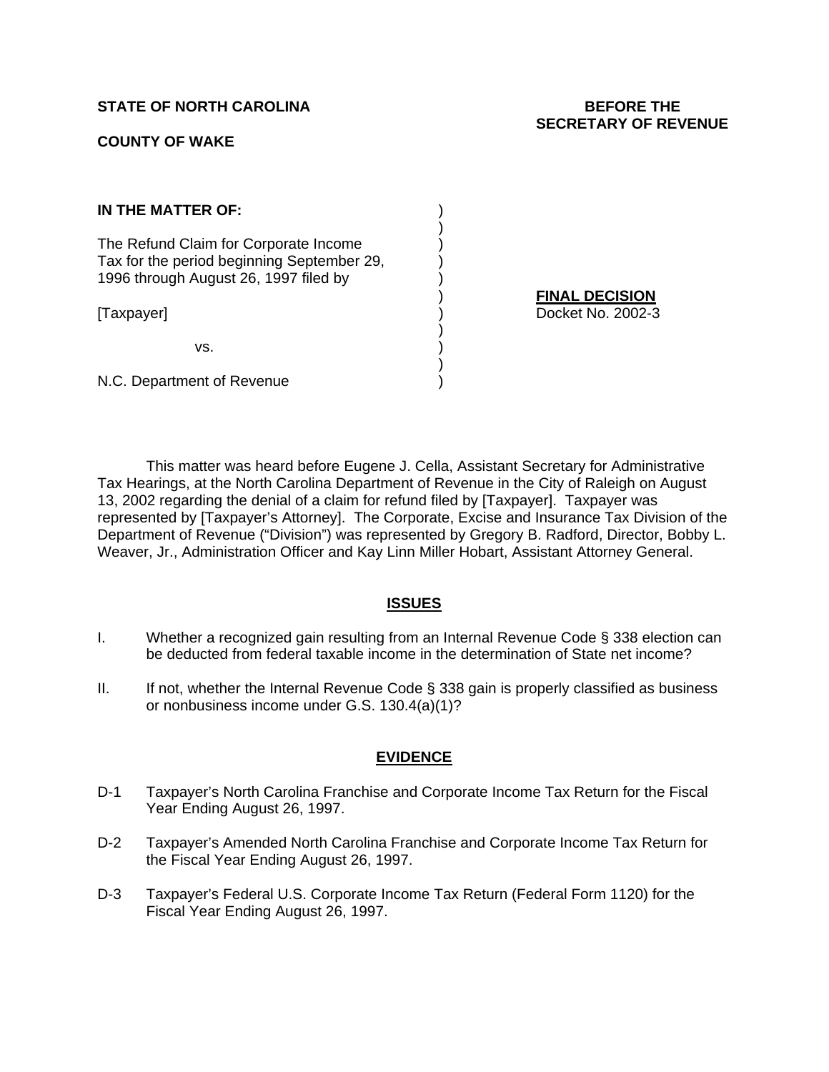**STATE OF NORTH CAROLINA**

**COUNTY OF WAKE**

**BEFORE THE SECRETARY OF REVENUE**

**IN THE MATTER OF:**

The Refund Claim for Corporate Income Tax for the period beginning September 29, 1996 through August 26, 1997 filed by

[Taxpayer]

vs.

N.C. Department of Revenue

**FINAL DECISION**
Docket No. 2002-3

This matter was heard before Eugene J. Cella, Assistant Secretary for Administrative Tax Hearings, at the North Carolina Department of Revenue in the City of Raleigh on August 13, 2002 regarding the denial of a claim for refund filed by [Taxpayer]. Taxpayer was represented by [Taxpayer's Attorney]. The Corporate, Excise and Insurance Tax Division of the Department of Revenue ("Division") was represented by Gregory B. Radford, Director, Bobby L. Weaver, Jr., Administration Officer and Kay Linn Miller Hobart, Assistant Attorney General.

## ISSUES

I. Whether a recognized gain resulting from an Internal Revenue Code § 338 election can be deducted from federal taxable income in the determination of State net income?

II. If not, whether the Internal Revenue Code § 338 gain is properly classified as business or nonbusiness income under G.S. 130.4(a)(1)?

## EVIDENCE

D-1 Taxpayer's North Carolina Franchise and Corporate Income Tax Return for the Fiscal Year Ending August 26, 1997.

D-2 Taxpayer's Amended North Carolina Franchise and Corporate Income Tax Return for the Fiscal Year Ending August 26, 1997.

D-3 Taxpayer's Federal U.S. Corporate Income Tax Return (Federal Form 1120) for the Fiscal Year Ending August 26, 1997.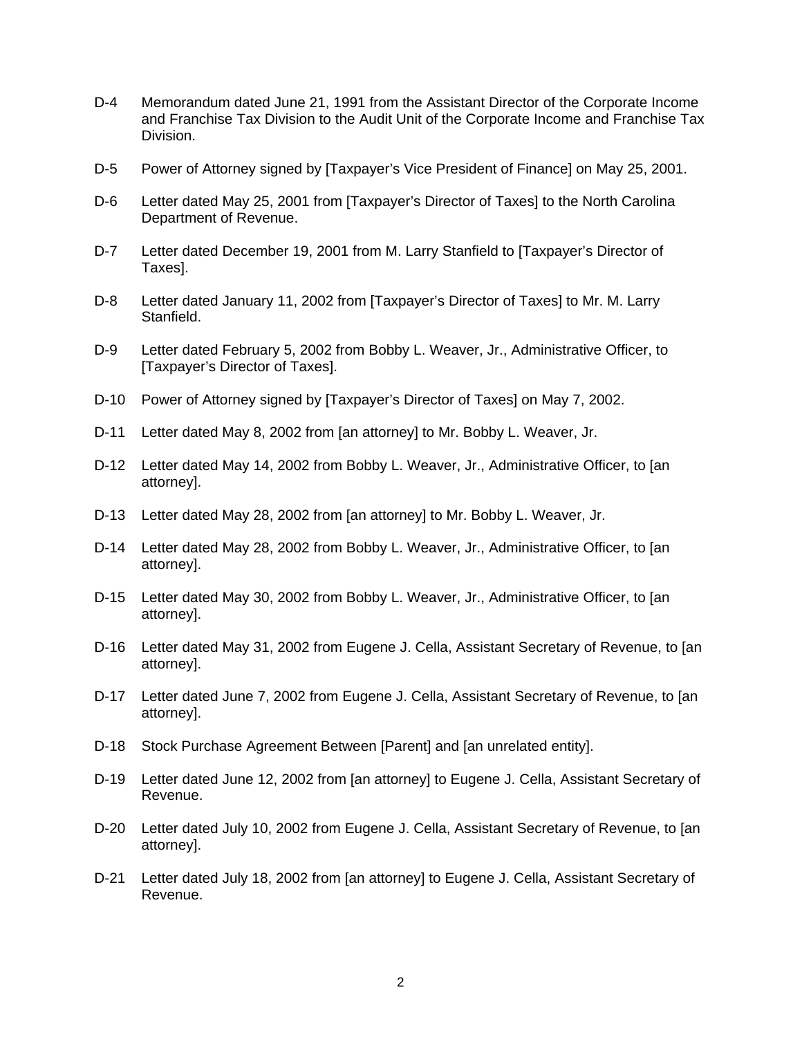D-4 Memorandum dated June 21, 1991 from the Assistant Director of the Corporate Income and Franchise Tax Division to the Audit Unit of the Corporate Income and Franchise Tax Division.

D-5 Power of Attorney signed by [Taxpayer's Vice President of Finance] on May 25, 2001.

D-6 Letter dated May 25, 2001 from [Taxpayer's Director of Taxes] to the North Carolina Department of Revenue.

D-7 Letter dated December 19, 2001 from M. Larry Stanfield to [Taxpayer's Director of Taxes].

D-8 Letter dated January 11, 2002 from [Taxpayer's Director of Taxes] to Mr. M. Larry Stanfield.

D-9 Letter dated February 5, 2002 from Bobby L. Weaver, Jr., Administrative Officer, to [Taxpayer's Director of Taxes].

D-10 Power of Attorney signed by [Taxpayer's Director of Taxes] on May 7, 2002.

D-11 Letter dated May 8, 2002 from [an attorney] to Mr. Bobby L. Weaver, Jr.

D-12 Letter dated May 14, 2002 from Bobby L. Weaver, Jr., Administrative Officer, to [an attorney].

D-13 Letter dated May 28, 2002 from [an attorney] to Mr. Bobby L. Weaver, Jr.

D-14 Letter dated May 28, 2002 from Bobby L. Weaver, Jr., Administrative Officer, to [an attorney].

D-15 Letter dated May 30, 2002 from Bobby L. Weaver, Jr., Administrative Officer, to [an attorney].

D-16 Letter dated May 31, 2002 from Eugene J. Cella, Assistant Secretary of Revenue, to [an attorney].

D-17 Letter dated June 7, 2002 from Eugene J. Cella, Assistant Secretary of Revenue, to [an attorney].

D-18 Stock Purchase Agreement Between [Parent] and [an unrelated entity].

D-19 Letter dated June 12, 2002 from [an attorney] to Eugene J. Cella, Assistant Secretary of Revenue.

D-20 Letter dated July 10, 2002 from Eugene J. Cella, Assistant Secretary of Revenue, to [an attorney].

D-21 Letter dated July 18, 2002 from [an attorney] to Eugene J. Cella, Assistant Secretary of Revenue.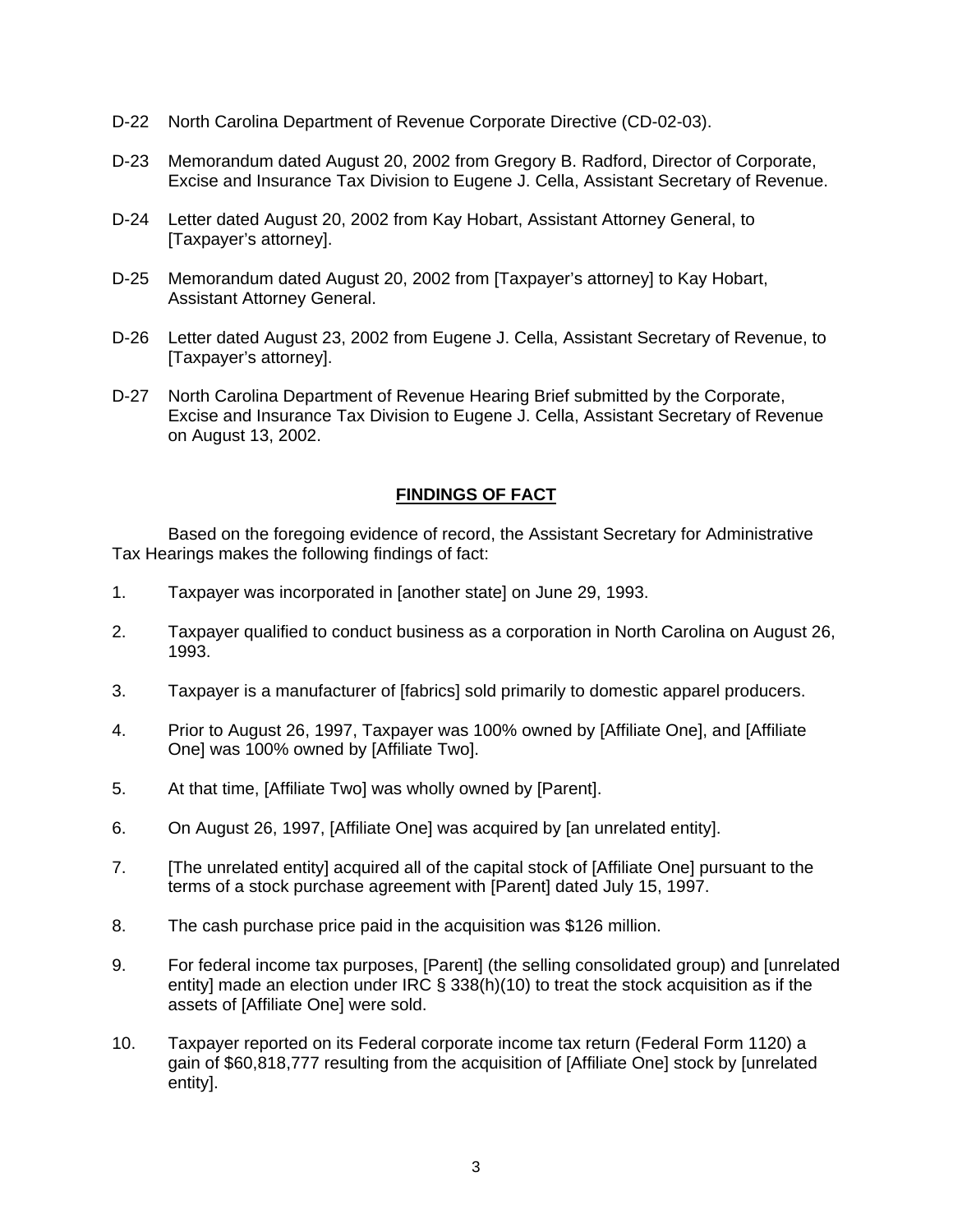D-22 North Carolina Department of Revenue Corporate Directive (CD-02-03).

D-23 Memorandum dated August 20, 2002 from Gregory B. Radford, Director of Corporate, Excise and Insurance Tax Division to Eugene J. Cella, Assistant Secretary of Revenue.

D-24 Letter dated August 20, 2002 from Kay Hobart, Assistant Attorney General, to [Taxpayer's attorney].

D-25 Memorandum dated August 20, 2002 from [Taxpayer's attorney] to Kay Hobart, Assistant Attorney General.

D-26 Letter dated August 23, 2002 from Eugene J. Cella, Assistant Secretary of Revenue, to [Taxpayer's attorney].

D-27 North Carolina Department of Revenue Hearing Brief submitted by the Corporate, Excise and Insurance Tax Division to Eugene J. Cella, Assistant Secretary of Revenue on August 13, 2002.

## FINDINGS OF FACT

Based on the foregoing evidence of record, the Assistant Secretary for Administrative Tax Hearings makes the following findings of fact:

1. Taxpayer was incorporated in [another state] on June 29, 1993.

2. Taxpayer qualified to conduct business as a corporation in North Carolina on August 26, 1993.

3. Taxpayer is a manufacturer of [fabrics] sold primarily to domestic apparel producers.

4. Prior to August 26, 1997, Taxpayer was 100% owned by [Affiliate One], and [Affiliate One] was 100% owned by [Affiliate Two].

5. At that time, [Affiliate Two] was wholly owned by [Parent].

6. On August 26, 1997, [Affiliate One] was acquired by [an unrelated entity].

7. [The unrelated entity] acquired all of the capital stock of [Affiliate One] pursuant to the terms of a stock purchase agreement with [Parent] dated July 15, 1997.

8. The cash purchase price paid in the acquisition was $126 million.

9. For federal income tax purposes, [Parent] (the selling consolidated group) and [unrelated entity] made an election under IRC § 338(h)(10) to treat the stock acquisition as if the assets of [Affiliate One] were sold.

10. Taxpayer reported on its Federal corporate income tax return (Federal Form 1120) a gain of $60,818,777 resulting from the acquisition of [Affiliate One] stock by [unrelated entity].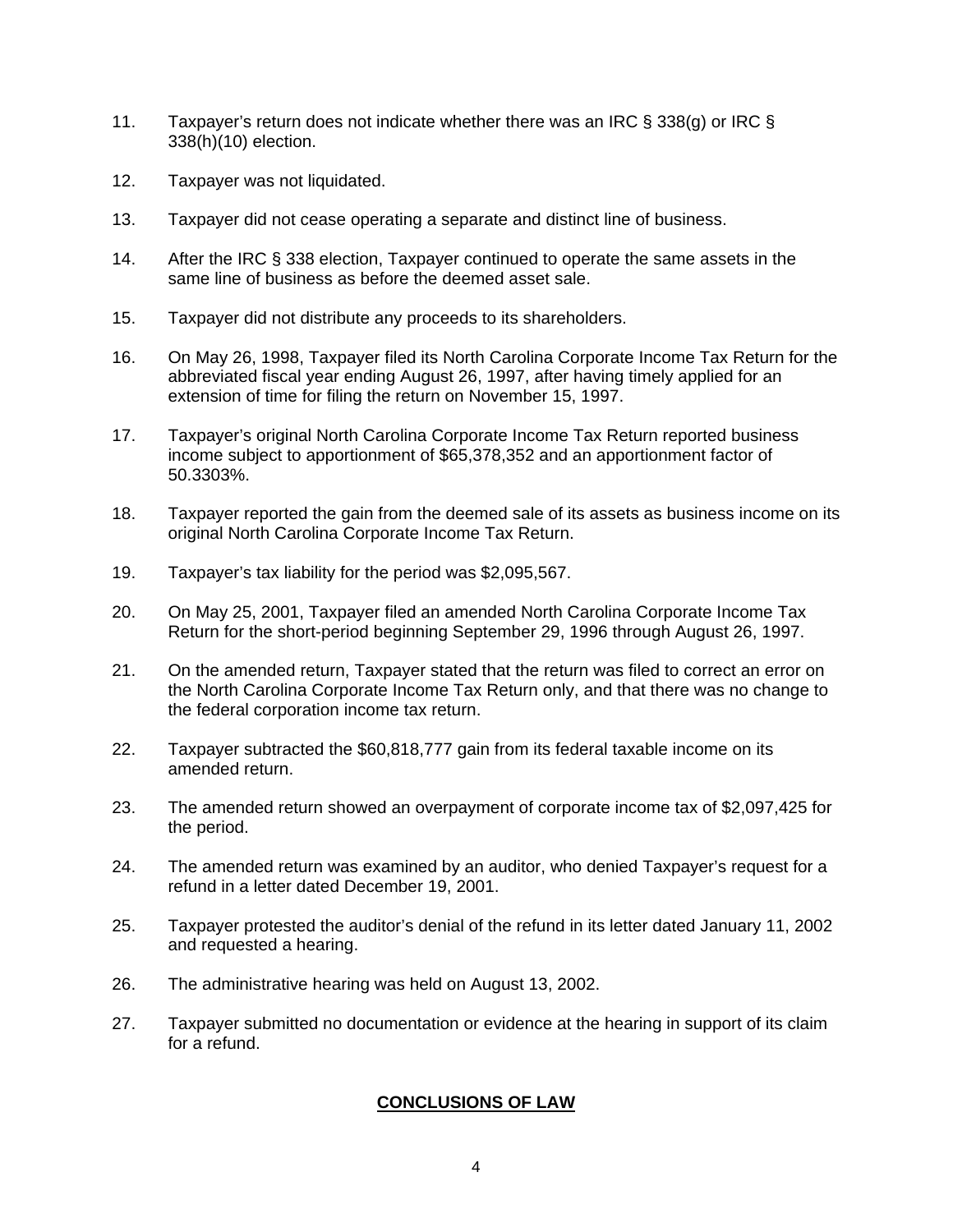11. Taxpayer's return does not indicate whether there was an IRC § 338(g) or IRC § 338(h)(10) election.

12. Taxpayer was not liquidated.

13. Taxpayer did not cease operating a separate and distinct line of business.

14. After the IRC § 338 election, Taxpayer continued to operate the same assets in the same line of business as before the deemed asset sale.

15. Taxpayer did not distribute any proceeds to its shareholders.

16. On May 26, 1998, Taxpayer filed its North Carolina Corporate Income Tax Return for the abbreviated fiscal year ending August 26, 1997, after having timely applied for an extension of time for filing the return on November 15, 1997.

17. Taxpayer's original North Carolina Corporate Income Tax Return reported business income subject to apportionment of $65,378,352 and an apportionment factor of 50.3303%.

18. Taxpayer reported the gain from the deemed sale of its assets as business income on its original North Carolina Corporate Income Tax Return.

19. Taxpayer's tax liability for the period was $2,095,567.

20. On May 25, 2001, Taxpayer filed an amended North Carolina Corporate Income Tax Return for the short-period beginning September 29, 1996 through August 26, 1997.

21. On the amended return, Taxpayer stated that the return was filed to correct an error on the North Carolina Corporate Income Tax Return only, and that there was no change to the federal corporation income tax return.

22. Taxpayer subtracted the $60,818,777 gain from its federal taxable income on its amended return.

23. The amended return showed an overpayment of corporate income tax of $2,097,425 for the period.

24. The amended return was examined by an auditor, who denied Taxpayer's request for a refund in a letter dated December 19, 2001.

25. Taxpayer protested the auditor's denial of the refund in its letter dated January 11, 2002 and requested a hearing.

26. The administrative hearing was held on August 13, 2002.

27. Taxpayer submitted no documentation or evidence at the hearing in support of its claim for a refund.

## **CONCLUSIONS OF LAW**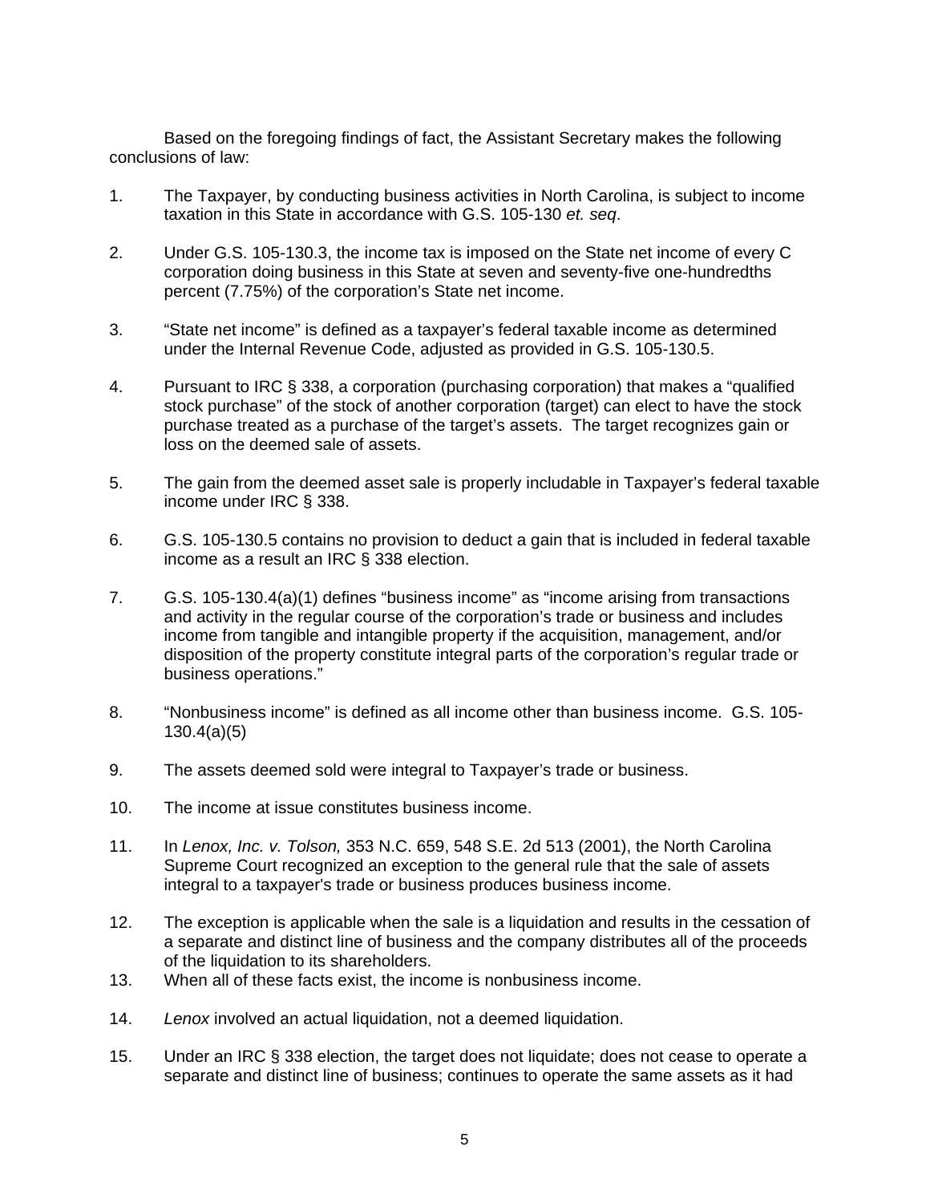Based on the foregoing findings of fact, the Assistant Secretary makes the following conclusions of law:

1. The Taxpayer, by conducting business activities in North Carolina, is subject to income taxation in this State in accordance with G.S. 105-130 *et. seq*.

2. Under G.S. 105-130.3, the income tax is imposed on the State net income of every C corporation doing business in this State at seven and seventy-five one-hundredths percent (7.75%) of the corporation's State net income.

3. "State net income" is defined as a taxpayer's federal taxable income as determined under the Internal Revenue Code, adjusted as provided in G.S. 105-130.5.

4. Pursuant to IRC § 338, a corporation (purchasing corporation) that makes a "qualified stock purchase" of the stock of another corporation (target) can elect to have the stock purchase treated as a purchase of the target's assets. The target recognizes gain or loss on the deemed sale of assets.

5. The gain from the deemed asset sale is properly includable in Taxpayer's federal taxable income under IRC § 338.

6. G.S. 105-130.5 contains no provision to deduct a gain that is included in federal taxable income as a result an IRC § 338 election.

7. G.S. 105-130.4(a)(1) defines "business income" as "income arising from transactions and activity in the regular course of the corporation's trade or business and includes income from tangible and intangible property if the acquisition, management, and/or disposition of the property constitute integral parts of the corporation's regular trade or business operations."

8. "Nonbusiness income" is defined as all income other than business income. G.S. 105-130.4(a)(5)

9. The assets deemed sold were integral to Taxpayer's trade or business.

10. The income at issue constitutes business income.

11. In *Lenox, Inc. v. Tolson,* 353 N.C. 659, 548 S.E. 2d 513 (2001), the North Carolina Supreme Court recognized an exception to the general rule that the sale of assets integral to a taxpayer's trade or business produces business income.

12. The exception is applicable when the sale is a liquidation and results in the cessation of a separate and distinct line of business and the company distributes all of the proceeds of the liquidation to its shareholders.

13. When all of these facts exist, the income is nonbusiness income.

14. *Lenox* involved an actual liquidation, not a deemed liquidation.

15. Under an IRC § 338 election, the target does not liquidate; does not cease to operate a separate and distinct line of business; continues to operate the same assets as it had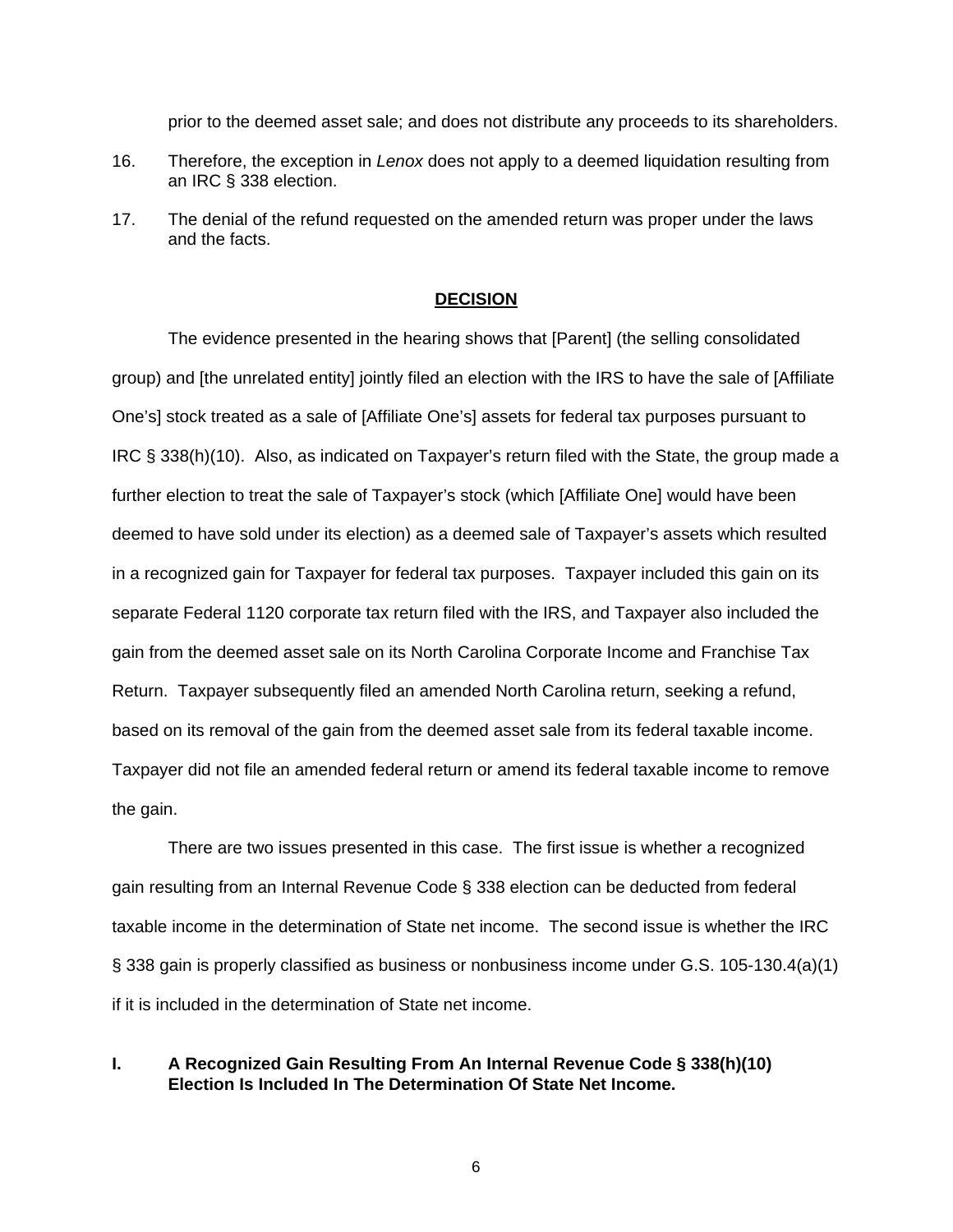prior to the deemed asset sale; and does not distribute any proceeds to its shareholders.

16. Therefore, the exception in *Lenox* does not apply to a deemed liquidation resulting from an IRC § 338 election.

17. The denial of the refund requested on the amended return was proper under the laws and the facts.

## DECISION

The evidence presented in the hearing shows that [Parent] (the selling consolidated group) and [the unrelated entity] jointly filed an election with the IRS to have the sale of [Affiliate One's] stock treated as a sale of [Affiliate One's] assets for federal tax purposes pursuant to IRC § 338(h)(10). Also, as indicated on Taxpayer's return filed with the State, the group made a further election to treat the sale of Taxpayer's stock (which [Affiliate One] would have been deemed to have sold under its election) as a deemed sale of Taxpayer's assets which resulted in a recognized gain for Taxpayer for federal tax purposes. Taxpayer included this gain on its separate Federal 1120 corporate tax return filed with the IRS, and Taxpayer also included the gain from the deemed asset sale on its North Carolina Corporate Income and Franchise Tax Return. Taxpayer subsequently filed an amended North Carolina return, seeking a refund, based on its removal of the gain from the deemed asset sale from its federal taxable income. Taxpayer did not file an amended federal return or amend its federal taxable income to remove the gain.

There are two issues presented in this case. The first issue is whether a recognized gain resulting from an Internal Revenue Code § 338 election can be deducted from federal taxable income in the determination of State net income. The second issue is whether the IRC § 338 gain is properly classified as business or nonbusiness income under G.S. 105-130.4(a)(1) if it is included in the determination of State net income.

### I. A Recognized Gain Resulting From An Internal Revenue Code § 338(h)(10) Election Is Included In The Determination Of State Net Income.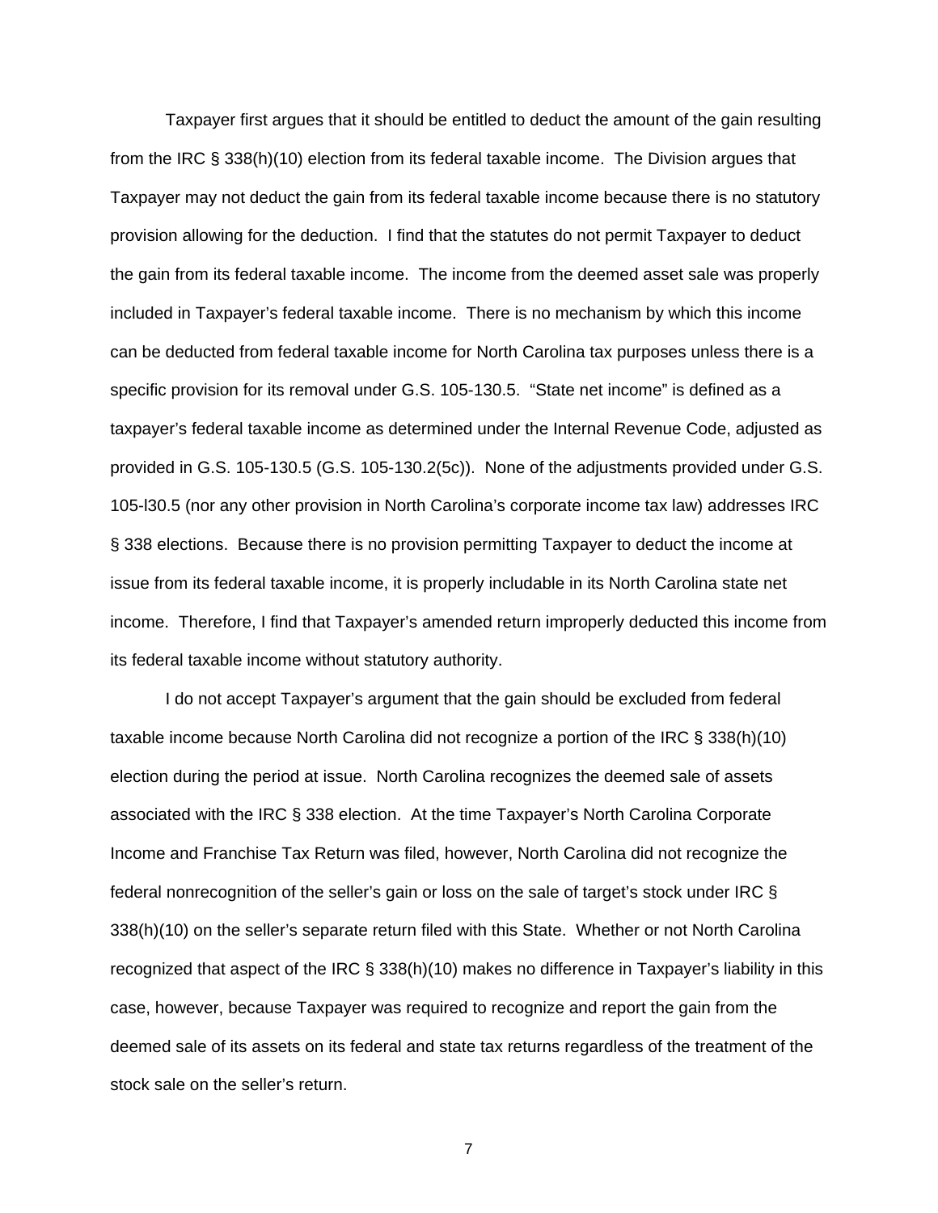Taxpayer first argues that it should be entitled to deduct the amount of the gain resulting from the IRC § 338(h)(10) election from its federal taxable income. The Division argues that Taxpayer may not deduct the gain from its federal taxable income because there is no statutory provision allowing for the deduction. I find that the statutes do not permit Taxpayer to deduct the gain from its federal taxable income. The income from the deemed asset sale was properly included in Taxpayer's federal taxable income. There is no mechanism by which this income can be deducted from federal taxable income for North Carolina tax purposes unless there is a specific provision for its removal under G.S. 105-130.5. "State net income" is defined as a taxpayer's federal taxable income as determined under the Internal Revenue Code, adjusted as provided in G.S. 105-130.5 (G.S. 105-130.2(5c)). None of the adjustments provided under G.S. 105-l30.5 (nor any other provision in North Carolina's corporate income tax law) addresses IRC § 338 elections. Because there is no provision permitting Taxpayer to deduct the income at issue from its federal taxable income, it is properly includable in its North Carolina state net income. Therefore, I find that Taxpayer's amended return improperly deducted this income from its federal taxable income without statutory authority.

I do not accept Taxpayer's argument that the gain should be excluded from federal taxable income because North Carolina did not recognize a portion of the IRC § 338(h)(10) election during the period at issue. North Carolina recognizes the deemed sale of assets associated with the IRC § 338 election. At the time Taxpayer's North Carolina Corporate Income and Franchise Tax Return was filed, however, North Carolina did not recognize the federal nonrecognition of the seller's gain or loss on the sale of target's stock under IRC § 338(h)(10) on the seller's separate return filed with this State. Whether or not North Carolina recognized that aspect of the IRC § 338(h)(10) makes no difference in Taxpayer's liability in this case, however, because Taxpayer was required to recognize and report the gain from the deemed sale of its assets on its federal and state tax returns regardless of the treatment of the stock sale on the seller's return.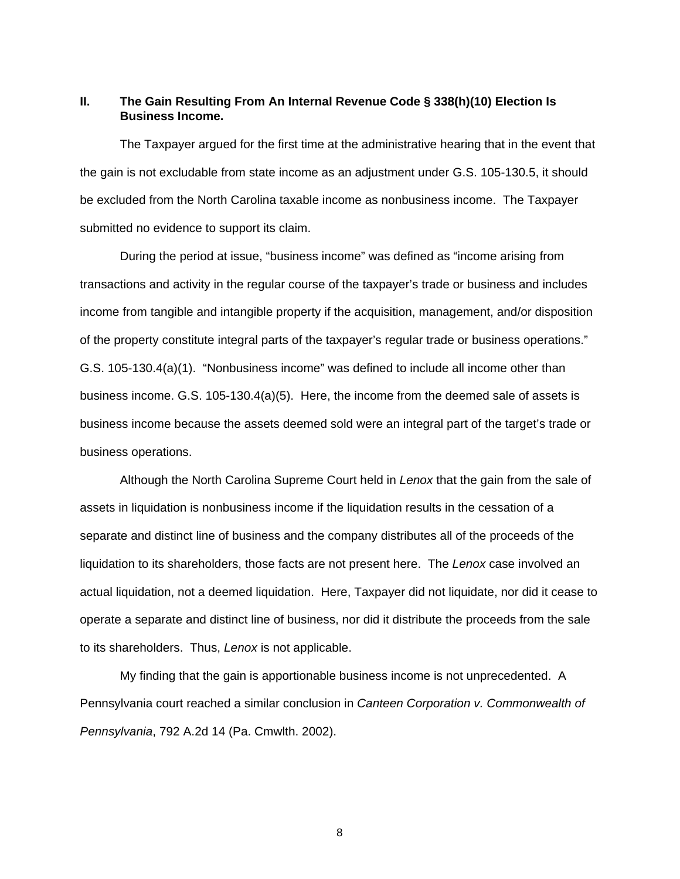## II. The Gain Resulting From An Internal Revenue Code § 338(h)(10) Election Is Business Income.

The Taxpayer argued for the first time at the administrative hearing that in the event that the gain is not excludable from state income as an adjustment under G.S. 105-130.5, it should be excluded from the North Carolina taxable income as nonbusiness income. The Taxpayer submitted no evidence to support its claim.

During the period at issue, "business income" was defined as "income arising from transactions and activity in the regular course of the taxpayer's trade or business and includes income from tangible and intangible property if the acquisition, management, and/or disposition of the property constitute integral parts of the taxpayer's regular trade or business operations." G.S. 105-130.4(a)(1). "Nonbusiness income" was defined to include all income other than business income. G.S. 105-130.4(a)(5). Here, the income from the deemed sale of assets is business income because the assets deemed sold were an integral part of the target's trade or business operations.

Although the North Carolina Supreme Court held in *Lenox* that the gain from the sale of assets in liquidation is nonbusiness income if the liquidation results in the cessation of a separate and distinct line of business and the company distributes all of the proceeds of the liquidation to its shareholders, those facts are not present here. The *Lenox* case involved an actual liquidation, not a deemed liquidation. Here, Taxpayer did not liquidate, nor did it cease to operate a separate and distinct line of business, nor did it distribute the proceeds from the sale to its shareholders. Thus, *Lenox* is not applicable.

My finding that the gain is apportionable business income is not unprecedented. A Pennsylvania court reached a similar conclusion in *Canteen Corporation v. Commonwealth of Pennsylvania*, 792 A.2d 14 (Pa. Cmwlth. 2002).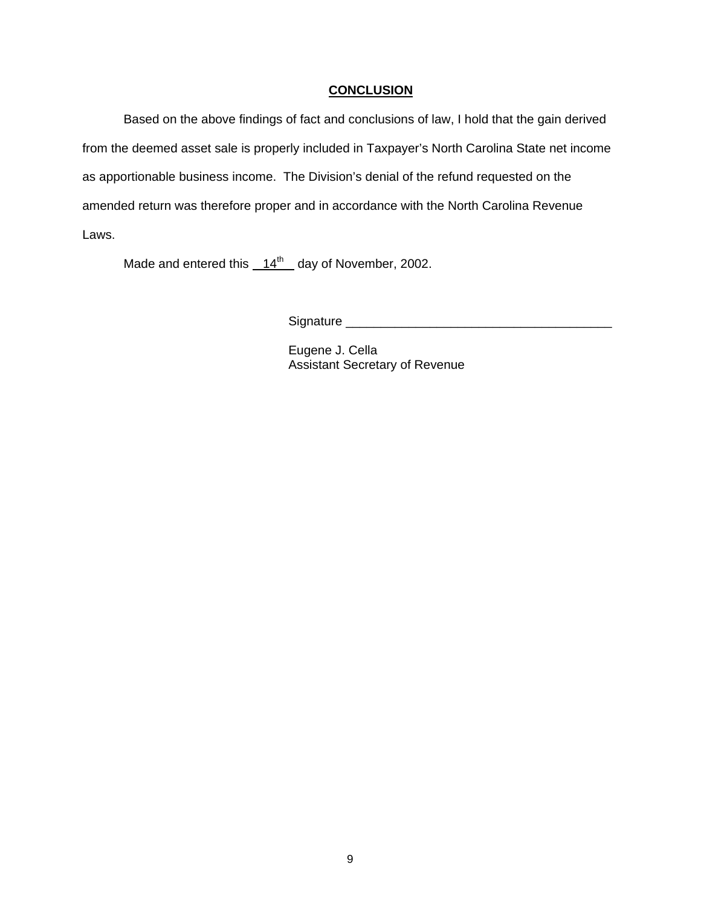## CONCLUSION

Based on the above findings of fact and conclusions of law, I hold that the gain derived from the deemed asset sale is properly included in Taxpayer's North Carolina State net income as apportionable business income. The Division's denial of the refund requested on the amended return was therefore proper and in accordance with the North Carolina Revenue Laws.

Made and entered this 14th day of November, 2002.

Signature ______________________________________

Eugene J. Cella
Assistant Secretary of Revenue